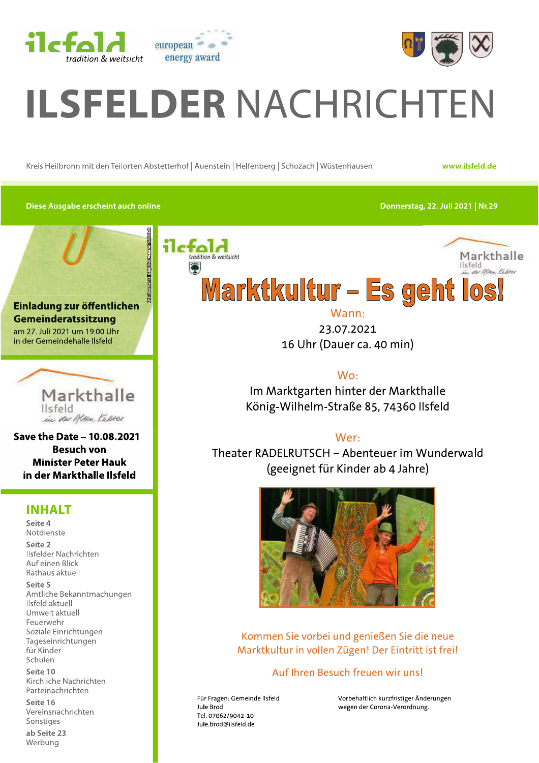ilsfeld tradition & weitsicht

european energy award

# ILSFELDER NACHRICHTEN

Kreis Heilbronn mit den Teilorten Abstetterhof | Auenstein | Helfenberg | Schozach | Wüstenhausen

www.ilsfeld.de

Diese Ausgabe erscheint auch online

Donnerstag, 22. Juli 2021 | Nr.29

**Einladung zur öffentlichen Gemeinderatssitzung**
am 27. Juli 2021 um 19:00 Uhr
in der Gemeindehalle Ilsfeld

Markthalle Ilsfeld *an der Alten Kelter*

**Save the Date – 10.08.2021**
**Besuch von Minister Peter Hauk in der Markthalle Ilsfeld**

## INHALT

**Seite 4**
Notdienste

**Seite 2**
Ilsfelder Nachrichten
Auf einen Blick
Rathaus aktuell

**Seite 5**
Amtliche Bekanntmachungen
Ilsfeld aktuell
Umwelt aktuell
Feuerwehr
Soziale Einrichtungen
Tageseinrichtungen für Kinder
Schulen

**Seite 10**
Kirchliche Nachrichten
Parteinachrichten

**Seite 16**
Vereinsnachrichten
Sonstiges

**ab Seite 23**
Werbung

ilsfeld tradition & weitsicht

Markthalle Ilsfeld *an der Alten Kelter*

# Marktkultur – Es geht los!

Wann:
23.07.2021
16 Uhr (Dauer ca. 40 min)

Wo:
Im Marktgarten hinter der Markthalle
König-Wilhelm-Straße 85, 74360 Ilsfeld

Wer:
Theater RADELRUTSCH – Abenteuer im Wunderwald
(geeignet für Kinder ab 4 Jahre)

Kommen Sie vorbei und genießen Sie die neue Marktkultur in vollen Zügen! Der Eintritt ist frei!

Auf Ihren Besuch freuen wir uns!

Für Fragen: Gemeinde Ilsfeld
Jule Brod
Tel. 07062/9042-10
Jule.brod@ilsfeld.de

Vorbehaltlich kurzfristiger Änderungen wegen der Corona-Verordnung.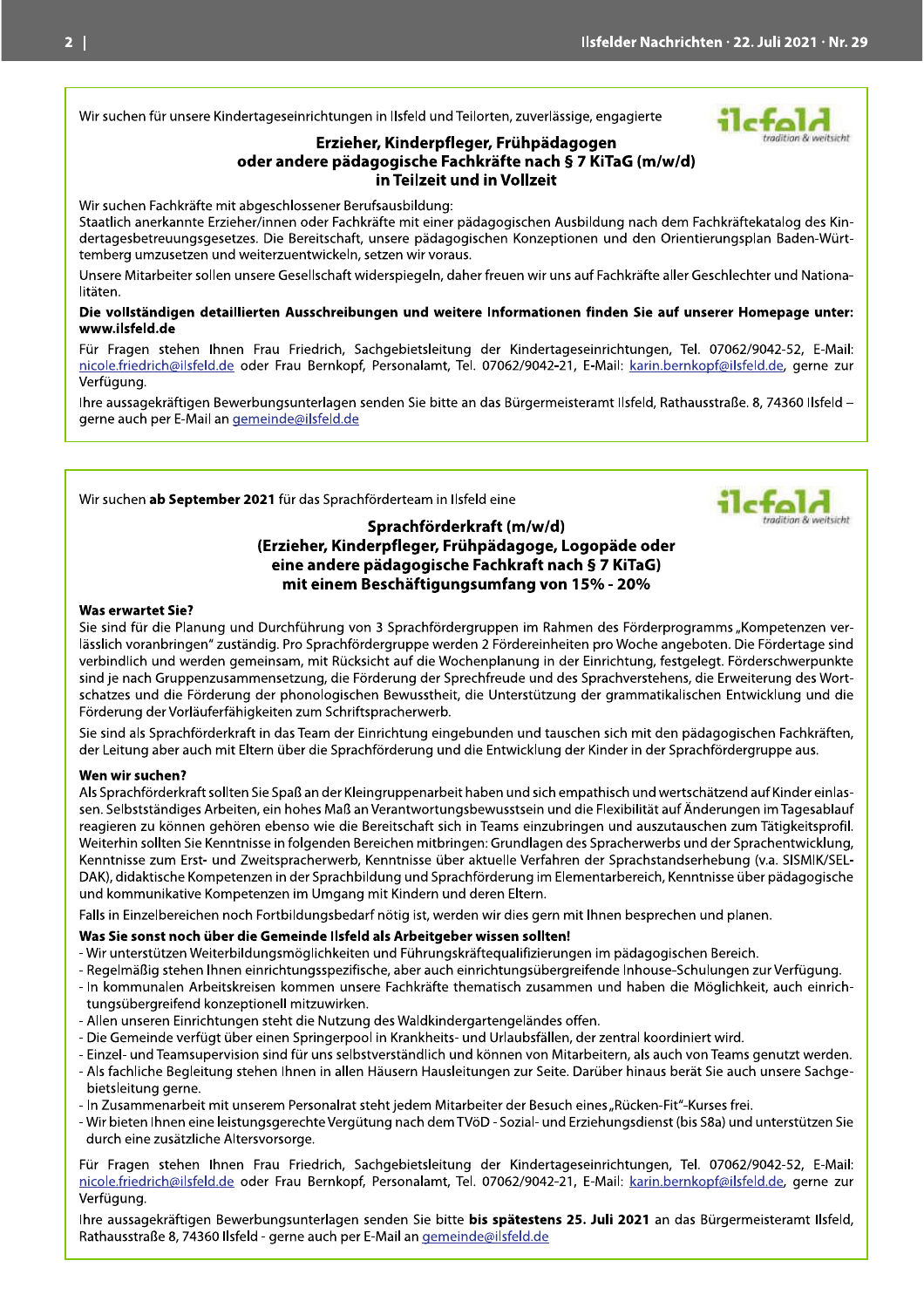Wir suchen für unsere Kindertageseinrichtungen in Ilsfeld und Teilorten, zuverlässige, engagierte

## Erzieher, Kinderpfleger, Frühpädagogen oder andere pädagogische Fachkräfte nach § 7 KiTaG (m/w/d) in Teilzeit und in Vollzeit

Wir suchen Fachkräfte mit abgeschlossener Berufsausbildung:
Staatlich anerkannte Erzieher/innen oder Fachkräfte mit einer pädagogischen Ausbildung nach dem Fachkräftekatalog des Kindertagesbetreuungsgesetzes. Die Bereitschaft, unsere pädagogischen Konzeptionen und den Orientierungsplan Baden-Württemberg umzusetzen und weiterzuentwickeln, setzen wir voraus.

Unsere Mitarbeiter sollen unsere Gesellschaft widerspiegeln, daher freuen wir uns auf Fachkräfte aller Geschlechter und Nationalitäten.

**Die vollständigen detaillierten Ausschreibungen und weitere Informationen finden Sie auf unserer Homepage unter: www.ilsfeld.de**

Für Fragen stehen Ihnen Frau Friedrich, Sachgebietsleitung der Kindertageseinrichtungen, Tel. 07062/9042-52, E-Mail: nicole.friedrich@ilsfeld.de oder Frau Bernkopf, Personalamt, Tel. 07062/9042-21, E-Mail: karin.bernkopf@ilsfeld.de, gerne zur Verfügung.

Ihre aussagekräftigen Bewerbungsunterlagen senden Sie bitte an das Bürgermeisteramt Ilsfeld, Rathausstraße. 8, 74360 Ilsfeld – gerne auch per E-Mail an gemeinde@ilsfeld.de

---

Wir suchen **ab September 2021** für das Sprachförderteam in Ilsfeld eine

## Sprachförderkraft (m/w/d) (Erzieher, Kinderpfleger, Frühpädagoge, Logopäde oder eine andere pädagogische Fachkraft nach § 7 KiTaG) mit einem Beschäftigungsumfang von 15% - 20%

**Was erwartet Sie?**

Sie sind für die Planung und Durchführung von 3 Sprachfördergruppen im Rahmen des Förderprogramms „Kompetenzen verlässlich voranbringen" zuständig. Pro Sprachfördergruppe werden 2 Fördereinheiten pro Woche angeboten. Die Fördertage sind verbindlich und werden gemeinsam, mit Rücksicht auf die Wochenplanung in der Einrichtung, festgelegt. Förderschwerpunkte sind je nach Gruppenzusammensetzung, die Förderung der Sprechfreude und des Sprachverstehens, die Erweiterung des Wortschatzes und die Förderung der phonologischen Bewusstheit, die Unterstützung der grammatikalischen Entwicklung und die Förderung der Vorläuferfähigkeiten zum Schriftspracherwerb.

Sie sind als Sprachförderkraft in das Team der Einrichtung eingebunden und tauschen sich mit den pädagogischen Fachkräften, der Leitung aber auch mit Eltern über die Sprachförderung und die Entwicklung der Kinder in der Sprachfördergruppe aus.

**Wen wir suchen?**

Als Sprachförderkraft sollten Sie Spaß an der Kleingruppenarbeit haben und sich empathisch und wertschätzend auf Kinder einlassen. Selbstständiges Arbeiten, ein hohes Maß an Verantwortungsbewusstsein und die Flexibilität auf Änderungen im Tagesablauf reagieren zu können gehören ebenso wie die Bereitschaft sich in Teams einzubringen und auszutauschen zum Tätigkeitsprofil. Weiterhin sollten Sie Kenntnisse in folgenden Bereichen mitbringen: Grundlagen des Spracherwerbs und der Sprachentwicklung, Kenntnisse zum Erst- und Zweitspracherwerb, Kenntnisse über aktuelle Verfahren der Sprachstandserhebung (v.a. SISMIK/SELDAK), didaktische Kompetenzen in der Sprachbildung und Sprachförderung im Elementarbereich, Kenntnisse über pädagogische und kommunikative Kompetenzen im Umgang mit Kindern und deren Eltern.

Falls in Einzelbereichen noch Fortbildungsbedarf nötig ist, werden wir dies gern mit Ihnen besprechen und planen.

**Was Sie sonst noch über die Gemeinde Ilsfeld als Arbeitgeber wissen sollten!**

- Wir unterstützen Weiterbildungsmöglichkeiten und Führungskräftequalifizierungen im pädagogischen Bereich.
- Regelmäßig stehen Ihnen einrichtungsspezifische, aber auch einrichtungsübergreifende Inhouse-Schulungen zur Verfügung.
- In kommunalen Arbeitskreisen kommen unsere Fachkräfte thematisch zusammen und haben die Möglichkeit, auch einrichtungsübergreifend konzeptionell mitzuwirken.
- Allen unseren Einrichtungen steht die Nutzung des Waldkindergartengeländes offen.
- Die Gemeinde verfügt über einen Springerpool in Krankheits- und Urlaubsfällen, der zentral koordiniert wird.
- Einzel- und Teamsupervision sind für uns selbstverständlich und können von Mitarbeitern, als auch von Teams genutzt werden.
- Als fachliche Begleitung stehen Ihnen in allen Häusern Hausleitungen zur Seite. Darüber hinaus berät Sie auch unsere Sachgebietsleitung gerne.
- In Zusammenarbeit mit unserem Personalrat steht jedem Mitarbeiter der Besuch eines „Rücken-Fit"-Kurses frei.
- Wir bieten Ihnen eine leistungsgerechte Vergütung nach dem TVöD - Sozial- und Erziehungsdienst (bis S8a) und unterstützen Sie durch eine zusätzliche Altersvorsorge.

Für Fragen stehen Ihnen Frau Friedrich, Sachgebietsleitung der Kindertageseinrichtungen, Tel. 07062/9042-52, E-Mail: nicole.friedrich@ilsfeld.de oder Frau Bernkopf, Personalamt, Tel. 07062/9042-21, E-Mail: karin.bernkopf@ilsfeld.de, gerne zur Verfügung.

Ihre aussagekräftigen Bewerbungsunterlagen senden Sie bitte **bis spätestens 25. Juli 2021** an das Bürgermeisteramt Ilsfeld, Rathausstraße 8, 74360 Ilsfeld - gerne auch per E-Mail an gemeinde@ilsfeld.de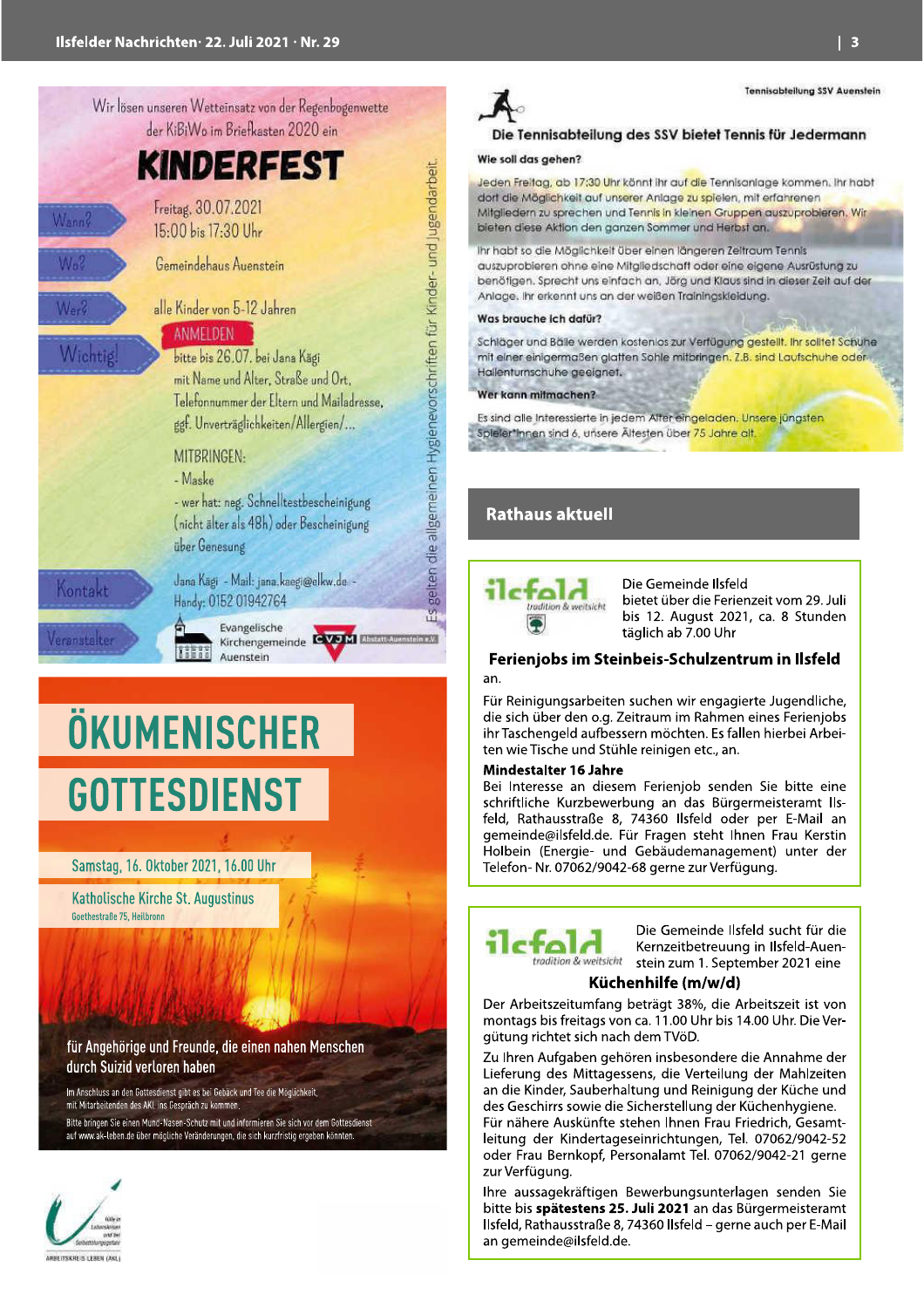Wir lösen unseren Wetteinsatz von der Regenbogenwette der KiBiWo im Briefkasten 2020 ein

# KINDERFEST

**Wann?** Freitag, 30.07.2021 15:00 bis 17:30 Uhr

**Wo?** Gemeindehaus Auenstein

**Wer?** alle Kinder von 5-12 Jahren

**Wichtig!** ANMELDEN bitte bis 26.07. bei Jana Kägi mit Name und Alter, Straße und Ort, Telefonnummer der Eltern und Mailadresse, ggf. Unverträglichkeiten/Allergien/...

MITBRINGEN:

- Maske
- wer hat: neg. Schnelltestbescheinigung (nicht älter als 48h) oder Bescheinigung über Genesung

**Kontakt** Jana Kägi - Mail: jana.kaegi@elkw.de - Handy: 0152 01942764

**Veranstalter** Evangelische Kirchengemeinde Auenstein, CVJM Abstatt-Auenstein e.V.

Es gelten die allgemeinen Hygienevorschriften für Kinder- und Jugendarbeit.

# ÖKUMENISCHER GOTTESDIENST

Samstag, 16. Oktober 2021, 16.00 Uhr

Katholische Kirche St. Augustinus
Goethestraße 75, Heilbronn

für Angehörige und Freunde, die einen nahen Menschen durch Suizid verloren haben

Im Anschluss an den Gottesdienst gibt es bei Gebäck und Tee die Möglichkeit, mit Mitarbeitenden des AKL ins Gespräch zu kommen.

Bitte bringen Sie einen Mund-Nasen-Schutz mit und informieren Sie sich vor dem Gottesdienst auf www.ak-leben.de über mögliche Veränderungen, die sich kurzfristig ergeben könnten.

Hilfe in Lebenskrisen und bei Selbsttötungsgefahr – ARBEITSKREIS LEBEN (AKL)

Tennisabteilung SSV Auenstein

## Die Tennisabteilung des SSV bietet Tennis für Jedermann

**Wie soll das gehen?**

Jeden Freitag, ab 17:30 Uhr könnt ihr auf die Tennisanlage kommen. Ihr habt dort die Möglichkeit auf unserer Anlage zu spielen, mit erfahrenen Mitgliedern zu sprechen und Tennis in kleinen Gruppen auszuprobieren. Wir bieten diese Aktion den ganzen Sommer und Herbst an.

Ihr habt so die Möglichkeit über einen längeren Zeitraum Tennis auszuprobieren ohne eine Mitgliedschaft oder eine eigene Ausrüstung zu benötigen. Sprecht uns einfach an, Jörg und Klaus sind in dieser Zeit auf der Anlage. Ihr erkennt uns an der weißen Trainingskleidung.

**Was brauche ich dafür?**

Schläger und Bälle werden kostenlos zur Verfügung gestellt. Ihr solltet Schuhe mit einer einigermaßen glatten Sohle mitbringen. Z.B. sind Laufschuhe oder Hallenturnschuhe geeignet.

**Wer kann mitmachen?**

Es sind alle Interessierte in jedem Alter eingeladen. Unsere jüngsten Spieler*innen sind 6, unsere Ältesten über 75 Jahre alt.

# Rathaus aktuell

ilsfeld – tradition & weitsicht

Die Gemeinde Ilsfeld bietet über die Ferienzeit vom 29. Juli bis 12. August 2021, ca. 8 Stunden täglich ab 7.00 Uhr

## Ferienjobs im Steinbeis-Schulzentrum in Ilsfeld

an.

Für Reinigungsarbeiten suchen wir engagierte Jugendliche, die sich über den o.g. Zeitraum im Rahmen eines Ferienjobs ihr Taschengeld aufbessern möchten. Es fallen hierbei Arbeiten wie Tische und Stühle reinigen etc., an.

**Mindestalter 16 Jahre**

Bei Interesse an diesem Ferienjob senden Sie bitte eine schriftliche Kurzbewerbung an das Bürgermeisteramt Ilsfeld, Rathausstraße 8, 74360 Ilsfeld oder per E-Mail an gemeinde@ilsfeld.de. Für Fragen steht Ihnen Frau Kerstin Holbein (Energie- und Gebäudemanagement) unter der Telefon- Nr. 07062/9042-68 gerne zur Verfügung.

ilsfeld – tradition & weitsicht

Die Gemeinde Ilsfeld sucht für die Kernzeitbetreuung in Ilsfeld-Auenstein zum 1. September 2021 eine

## Küchenhilfe (m/w/d)

Der Arbeitszeitumfang beträgt 38%, die Arbeitszeit ist von montags bis freitags von ca. 11.00 Uhr bis 14.00 Uhr. Die Vergütung richtet sich nach dem TVöD.

Zu Ihren Aufgaben gehören insbesondere die Annahme der Lieferung des Mittagessens, die Verteilung der Mahlzeiten an die Kinder, Sauberhaltung und Reinigung der Küche und des Geschirrs sowie die Sicherstellung der Küchenhygiene.

Für nähere Auskünfte stehen Ihnen Frau Friedrich, Gesamtleitung der Kindertageseinrichtungen, Tel. 07062/9042-52 oder Frau Bernkopf, Personalamt Tel. 07062/9042-21 gerne zur Verfügung.

Ihre aussagekräftigen Bewerbungsunterlagen senden Sie bitte bis **spätestens 25. Juli 2021** an das Bürgermeisteramt Ilsfeld, Rathausstraße 8, 74360 Ilsfeld – gerne auch per E-Mail an gemeinde@ilsfeld.de.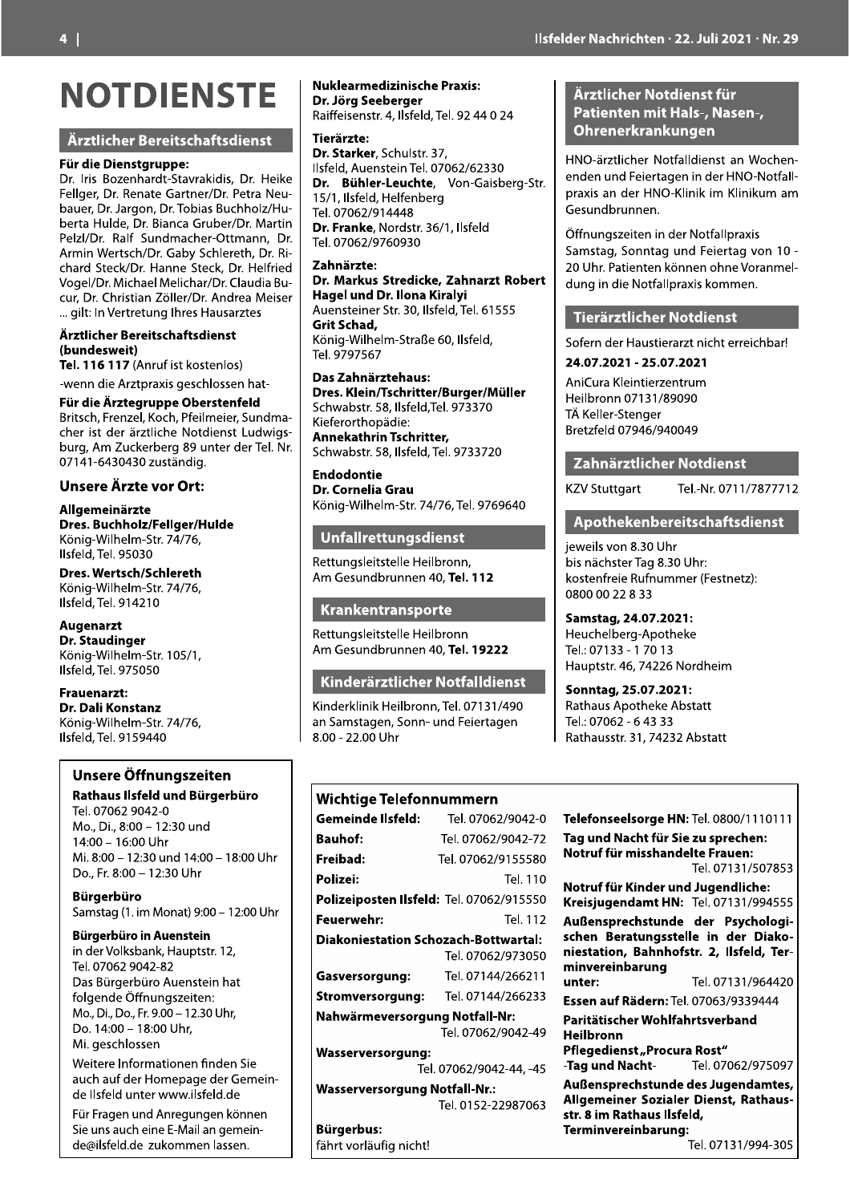# NOTDIENSTE

## Ärztlicher Bereitschaftsdienst

**Für die Dienstgruppe:**
Dr. Iris Bozenhardt-Stavrakidis, Dr. Heike Fellger, Dr. Renate Gartner/Dr. Petra Neubauer, Dr. Jargon, Dr. Tobias Buchholz/Huberta Hulde, Dr. Bianca Gruber/Dr. Martin Pelzl/Dr. Ralf Sundmacher-Ottmann, Dr. Armin Wertsch/Dr. Gaby Schlereth, Dr. Richard Steck/Dr. Hanne Steck, Dr. Helfried Vogel/Dr. Michael Melichar/Dr. Claudia Bucur, Dr. Christian Zöller/Dr. Andrea Meiser ... gilt: In Vertretung Ihres Hausarztes

**Ärztlicher Bereitschaftsdienst (bundesweit)**
**Tel. 116 117** (Anruf ist kostenlos)
-wenn die Arztpraxis geschlossen hat-

**Für die Ärztegruppe Oberstenfeld**
Britsch, Frenzel, Koch, Pfeilmeier, Sundmacher ist der ärztliche Notdienst Ludwigsburg, Am Zuckerberg 89 unter der Tel. Nr. 07141-6430430 zuständig.

### Unsere Ärzte vor Ort:

**Allgemeinärzte**
**Dres. Buchholz/Fellger/Hulde**
König-Wilhelm-Str. 74/76,
Ilsfeld, Tel. 95030

**Dres. Wertsch/Schlereth**
König-Wilhelm-Str. 74/76,
Ilsfeld, Tel. 914210

**Augenarzt**
**Dr. Staudinger**
König-Wilhelm-Str. 105/1,
Ilsfeld, Tel. 975050

**Frauenarzt:**
**Dr. Dali Konstanz**
König-Wilhelm-Str. 74/76,
Ilsfeld, Tel. 9159440

**Nuklearmedizinische Praxis:**
**Dr. Jörg Seeberger**
Raiffeisenstr. 4, Ilsfeld, Tel. 92 44 0 24

**Tierärzte:**
**Dr. Starker**, Schulstr. 37,
Ilsfeld, Auenstein Tel. 07062/62330
**Dr. Bühler-Leuchte**, Von-Gaisberg-Str. 15/1, Ilsfeld, Helfenberg
Tel. 07062/914448
**Dr. Franke**, Nordstr. 36/1, Ilsfeld
Tel. 07062/9760930

**Zahnärzte:**
**Dr. Markus Stredicke, Zahnarzt Robert Hagel und Dr. Ilona Kiralyi**
Auensteiner Str. 30, Ilsfeld, Tel. 61555
**Grit Schad,**
König-Wilhelm-Straße 60, Ilsfeld,
Tel. 9797567

**Das Zahnärztehaus:**
**Dres. Klein/Tschritter/Burger/Müller**
Schwabstr. 58, Ilsfeld,Tel. 973370
Kieferorthopädie:
**Annekathrin Tschritter,**
Schwabstr. 58, Ilsfeld, Tel. 9733720

**Endodontie**
**Dr. Cornelia Grau**
König-Wilhelm-Str. 74/76, Tel. 9769640

## Unfallrettungsdienst

Rettungsleitstelle Heilbronn,
Am Gesundbrunnen 40, **Tel. 112**

## Krankentransporte

Rettungsleitstelle Heilbronn
Am Gesundbrunnen 40, **Tel. 19222**

## Kinderärztlicher Notfalldienst

Kinderklinik Heilbronn, Tel. 07131/490
an Samstagen, Sonn- und Feiertagen
8.00 - 22.00 Uhr

## Ärztlicher Notdienst für Patienten mit Hals-, Nasen-, Ohrenerkrankungen

HNO-ärztlicher Notfalldienst an Wochenenden und Feiertagen in der HNO-Notfallpraxis an der HNO-Klinik im Klinikum am Gesundbrunnen.

Öffnungszeiten in der Notfallpraxis Samstag, Sonntag und Feiertag von 10 - 20 Uhr. Patienten können ohne Voranmeldung in die Notfallpraxis kommen.

## Tierärztlicher Notdienst

Sofern der Haustierarzt nicht erreichbar!

**24.07.2021 - 25.07.2021**

AniCura Kleintierzentrum
Heilbronn 07131/89090
TÄ Keller-Stenger
Bretzfeld 07946/940049

## Zahnärztlicher Notdienst

KZV Stuttgart Tel.-Nr. 0711/7877712

## Apothekenbereitschaftsdienst

jeweils von 8.30 Uhr
bis nächster Tag 8.30 Uhr:
kostenfreie Rufnummer (Festnetz):
0800 00 22 8 33

**Samstag, 24.07.2021:**
Heuchelberg-Apotheke
Tel.: 07133 - 1 70 13
Hauptstr. 46, 74226 Nordheim

**Sonntag, 25.07.2021:**
Rathaus Apotheke Abstatt
Tel.: 07062 - 6 43 33
Rathausstr. 31, 74232 Abstatt

### Unsere Öffnungszeiten

**Rathaus Ilsfeld und Bürgerbüro**
Tel. 07062 9042-0
Mo., Di., 8:00 – 12:30 und
14:00 – 16:00 Uhr
Mi. 8:00 – 12:30 und 14:00 – 18:00 Uhr
Do., Fr. 8:00 – 12:30 Uhr

**Bürgerbüro**
Samstag (1. im Monat) 9:00 – 12:00 Uhr

**Bürgerbüro in Auenstein**
in der Volksbank, Hauptstr. 12,
Tel. 07062 9042-82
Das Bürgerbüro Auenstein hat folgende Öffnungszeiten:
Mo., Di., Do., Fr. 9.00 – 12.30 Uhr,
Do. 14:00 – 18:00 Uhr,
Mi. geschlossen

Weitere Informationen finden Sie auch auf der Homepage der Gemeinde Ilsfeld unter www.ilsfeld.de

Für Fragen und Anregungen können Sie uns auch eine E-Mail an gemeinde@ilsfeld.de zukommen lassen.

### Wichtige Telefonnummern

**Gemeinde Ilsfeld:** Tel. 07062/9042-0
**Bauhof:** Tel. 07062/9042-72
**Freibad:** Tel. 07062/9155580
**Polizei:** Tel. 110
**Polizeiposten Ilsfeld:** Tel. 07062/915550
**Feuerwehr:** Tel. 112
**Diakoniestation Schozach-Bottwartal:** Tel. 07062/973050
**Gasversorgung:** Tel. 07144/266211
**Stromversorgung:** Tel. 07144/266233
**Nahwärmeversorgung Notfall-Nr:** Tel. 07062/9042-49
**Wasserversorgung:** Tel. 07062/9042-44, -45
**Wasserversorgung Notfall-Nr.:** Tel. 0152-22987063
**Bürgerbus:** fährt vorläufig nicht!

**Telefonseelsorge HN:** Tel. 0800/1110111
**Tag und Nacht für Sie zu sprechen:**
**Notruf für misshandelte Frauen:** Tel. 07131/507853
**Notruf für Kinder und Jugendliche:**
**Kreisjugendamt HN:** Tel. 07131/994555
**Außensprechstunde der Psychologischen Beratungsstelle in der Diakoniestation, Bahnhofstr. 2, Ilsfeld, Terminvereinbarung unter:** Tel. 07131/964420
**Essen auf Rädern:** Tel. 07063/9339444
**Paritätischer Wohlfahrtsverband Heilbronn**
**Pflegedienst „Procura Rost"**
-Tag und Nacht- Tel. 07062/975097
**Außensprechstunde des Jugendamtes, Allgemeiner Sozialer Dienst, Rathausstr. 8 im Rathaus Ilsfeld, Terminvereinbarung:** Tel. 07131/994-305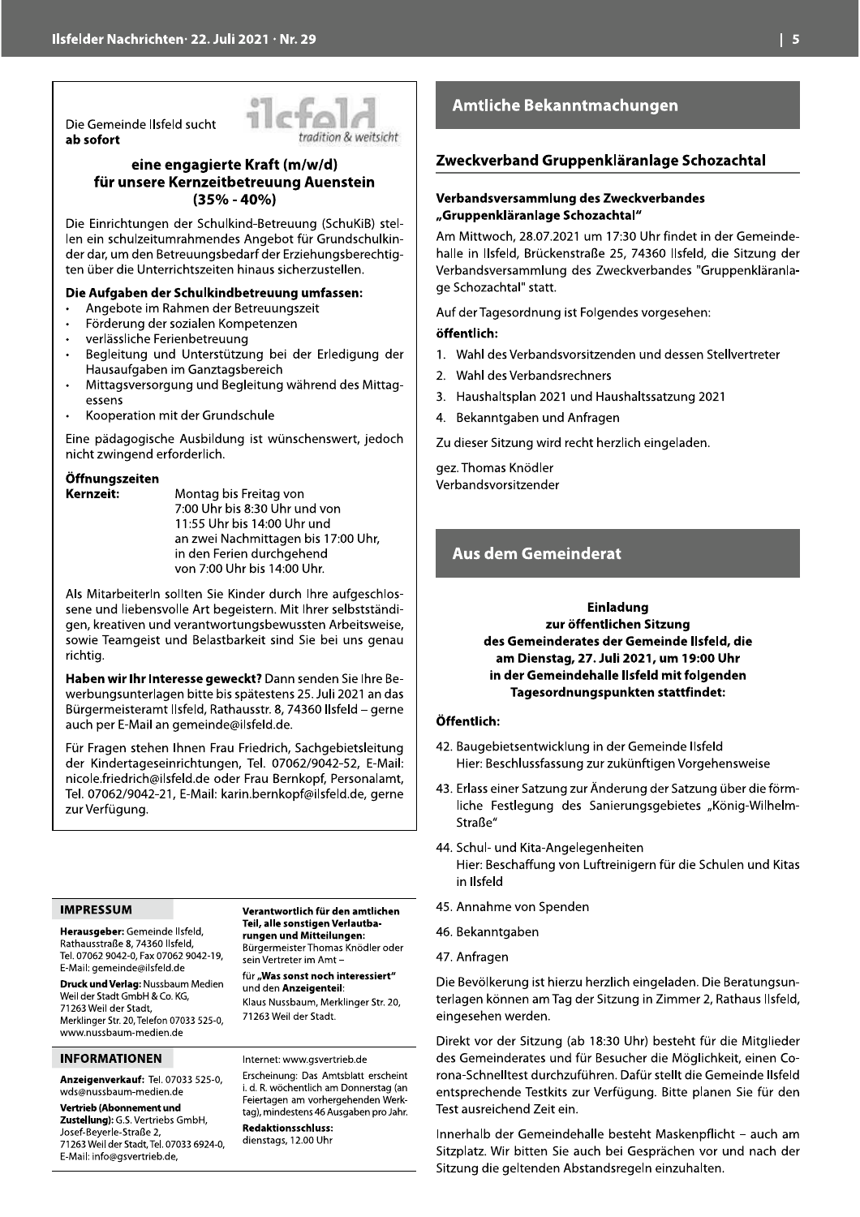Die Gemeinde Ilsfeld sucht
**ab sofort**

ilsfeld *tradition & weitsicht*

### eine engagierte Kraft (m/w/d) für unsere Kernzeitbetreuung Auenstein (35% - 40%)

Die Einrichtungen der Schulkind-Betreuung (SchuKiB) stellen ein schulzeitumrahmendes Angebot für Grundschulkinder dar, um den Betreuungsbedarf der Erziehungsberechtigten über die Unterrichtszeiten hinaus sicherzustellen.

**Die Aufgaben der Schulkindbetreuung umfassen:**

- Angebote im Rahmen der Betreuungszeit
- Förderung der sozialen Kompetenzen
- verlässliche Ferienbetreuung
- Begleitung und Unterstützung bei der Erledigung der Hausaufgaben im Ganztagsbereich
- Mittagsversorgung und Begleitung während des Mittagessens
- Kooperation mit der Grundschule

Eine pädagogische Ausbildung ist wünschenswert, jedoch nicht zwingend erforderlich.

**Öffnungszeiten**

**Kernzeit:** Montag bis Freitag von 7:00 Uhr bis 8:30 Uhr und von 11:55 Uhr bis 14:00 Uhr und an zwei Nachmittagen bis 17:00 Uhr, in den Ferien durchgehend von 7:00 Uhr bis 14:00 Uhr.

Als MitarbeiterIn sollten Sie Kinder durch Ihre aufgeschlossene und liebensvolle Art begeistern. Mit Ihrer selbstständigen, kreativen und verantwortungsbewussten Arbeitsweise, sowie Teamgeist und Belastbarkeit sind Sie bei uns genau richtig.

**Haben wir Ihr Interesse geweckt?** Dann senden Sie Ihre Bewerbungsunterlagen bitte bis spätestens 25. Juli 2021 an das Bürgermeisteramt Ilsfeld, Rathausstr. 8, 74360 Ilsfeld – gerne auch per E-Mail an gemeinde@ilsfeld.de.

Für Fragen stehen Ihnen Frau Friedrich, Sachgebietsleitung der Kindertageseinrichtungen, Tel. 07062/9042-52, E-Mail: nicole.friedrich@ilsfeld.de oder Frau Bernkopf, Personalamt, Tel. 07062/9042-21, E-Mail: karin.bernkopf@ilsfeld.de, gerne zur Verfügung.

## IMPRESSUM

**Herausgeber:** Gemeinde Ilsfeld, Rathausstraße 8, 74360 Ilsfeld, Tel. 07062 9042-0, Fax 07062 9042-19, E-Mail: gemeinde@ilsfeld.de

**Druck und Verlag:** Nussbaum Medien Weil der Stadt GmbH & Co. KG, 71263 Weil der Stadt, Merklinger Str. 20, Telefon 07033 525-0, www.nussbaum-medien.de

**Verantwortlich für den amtlichen Teil, alle sonstigen Verlautbarungen und Mitteilungen:** Bürgermeister Thomas Knödler oder sein Vertreter im Amt –

für **„Was sonst noch interessiert"** und den **Anzeigenteil**: Klaus Nussbaum, Merklinger Str. 20, 71263 Weil der Stadt.

## INFORMATIONEN

**Anzeigenverkauf:** Tel. 07033 525-0, wds@nussbaum-medien.de

**Vertrieb (Abonnement und Zustellung):** G.S. Vertriebs GmbH, Josef-Beyerle-Straße 2, 71263 Weil der Stadt, Tel. 07033 6924-0, E-Mail: info@gsvertrieb.de,

Internet: www.gsvertrieb.de

Erscheinung: Das Amtsblatt erscheint i. d. R. wöchentlich am Donnerstag (an Feiertagen am vorhergehenden Werktag), mindestens 46 Ausgaben pro Jahr.

**Redaktionsschluss:** dienstags, 12.00 Uhr

# Amtliche Bekanntmachungen

## Zweckverband Gruppenkläranlage Schozachtal

### Verbandsversammlung des Zweckverbandes „Gruppenkläranlage Schozachtal"

Am Mittwoch, 28.07.2021 um 17:30 Uhr findet in der Gemeindehalle in Ilsfeld, Brückenstraße 25, 74360 Ilsfeld, die Sitzung der Verbandsversammlung des Zweckverbandes "Gruppenkläranlage Schozachtal" statt.

Auf der Tagesordnung ist Folgendes vorgesehen:

**öffentlich:**

1. Wahl des Verbandsvorsitzenden und dessen Stellvertreter
2. Wahl des Verbandsrechners
3. Haushaltsplan 2021 und Haushaltssatzung 2021
4. Bekanntgaben und Anfragen

Zu dieser Sitzung wird recht herzlich eingeladen.

gez. Thomas Knödler
Verbandsvorsitzender

# Aus dem Gemeinderat

**Einladung zur öffentlichen Sitzung des Gemeinderates der Gemeinde Ilsfeld, die am Dienstag, 27. Juli 2021, um 19:00 Uhr in der Gemeindehalle Ilsfeld mit folgenden Tagesordnungspunkten stattfindet:**

**Öffentlich:**

42. Baugebietsentwicklung in der Gemeinde Ilsfeld
    Hier: Beschlussfassung zur zukünftigen Vorgehensweise
43. Erlass einer Satzung zur Änderung der Satzung über die förmliche Festlegung des Sanierungsgebietes „König-Wilhelm-Straße"
44. Schul- und Kita-Angelegenheiten
    Hier: Beschaffung von Luftreinigern für die Schulen und Kitas in Ilsfeld
45. Annahme von Spenden
46. Bekanntgaben
47. Anfragen

Die Bevölkerung ist hierzu herzlich eingeladen. Die Beratungsunterlagen können am Tag der Sitzung in Zimmer 2, Rathaus Ilsfeld, eingesehen werden.

Direkt vor der Sitzung (ab 18:30 Uhr) besteht für die Mitglieder des Gemeinderates und für Besucher die Möglichkeit, einen Corona-Schnelltest durchzuführen. Dafür stellt die Gemeinde Ilsfeld entsprechende Testkits zur Verfügung. Bitte planen Sie für den Test ausreichend Zeit ein.

Innerhalb der Gemeindehalle besteht Maskenpflicht – auch am Sitzplatz. Wir bitten Sie auch bei Gesprächen vor und nach der Sitzung die geltenden Abstandsregeln einzuhalten.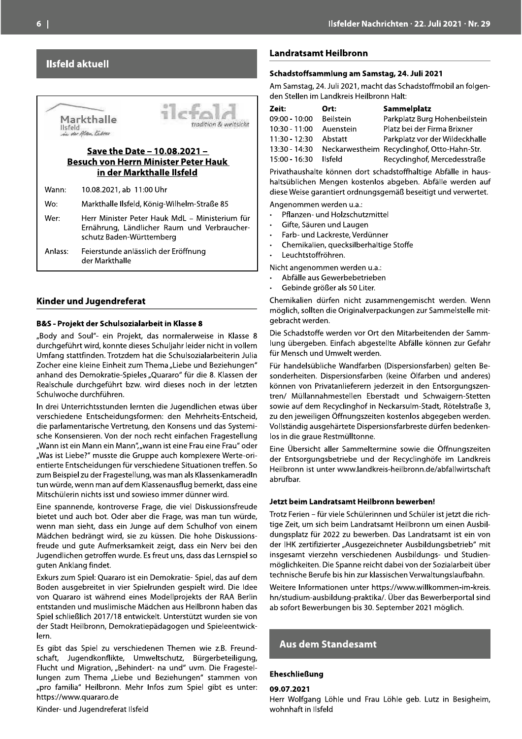## Ilsfeld aktuell

Markthalle Ilsfeld – in der Alten Kelter

ilsfeld – tradition & weitsicht

### Save the Date – 10.08.2021 – Besuch von Herrn Minister Peter Hauk in der Markthalle Ilsfeld

| | |
|---|---|
| Wann: | 10.08.2021, ab 11:00 Uhr |
| Wo: | Markthalle Ilsfeld, König-Wilhelm-Straße 85 |
| Wer: | Herr Minister Peter Hauk MdL – Ministerium für Ernährung, Ländlicher Raum und Verbraucherschutz Baden-Württemberg |
| Anlass: | Feierstunde anlässlich der Eröffnung der Markthalle |

## Kinder und Jugendreferat

### B&S - Projekt der Schulsozialarbeit in Klasse 8

„Body and Soul"- ein Projekt, das normalerweise in Klasse 8 durchgeführt wird, konnte dieses Schuljahr leider nicht in vollem Umfang stattfinden. Trotzdem hat die Schulsozialarbeiterin Julia Zocher eine kleine Einheit zum Thema „Liebe und Beziehungen" anhand des Demokratie-Spieles „Quararo" für die 8. Klassen der Realschule durchgeführt bzw. wird dieses noch in der letzten Schulwoche durchführen.

In drei Unterrichtsstunden lernten die Jugendlichen etwas über verschiedene Entscheidungsformen: den Mehrheits-Entscheid, die parlamentarische Vertretung, den Konsens und das Systemische Konsensieren. Von der noch recht einfachen Fragestellung „Wann ist ein Mann ein Mann", „wann ist eine Frau eine Frau" oder „Was ist Liebe?" musste die Gruppe auch komplexere Werte-orientierte Entscheidungen für verschiedene Situationen treffen. So zum Beispiel zu der Fragestellung, was man als KlassenkameradIn tun würde, wenn man auf dem Klassenausflug bemerkt, dass eine Mitschülerin nichts isst und sowieso immer dünner wird.

Eine spannende, kontroverse Frage, die viel Diskussionsfreude bietet und auch bot. Oder aber die Frage, was man tun würde, wenn man sieht, dass ein Junge auf dem Schulhof von einem Mädchen bedrängt wird, sie zu küssen. Die hohe Diskussionsfreude und gute Aufmerksamkeit zeigt, dass ein Nerv bei den Jugendlichen getroffen wurde. Es freut uns, dass das Lernspiel so guten Anklang findet.

Exkurs zum Spiel: Quararo ist ein Demokratie- Spiel, das auf dem Boden ausgebreitet in vier Spielrunden gespielt wird. Die Idee von Quararo ist während eines Modellprojekts der RAA Berlin entstanden und muslimische Mädchen aus Heilbronn haben das Spiel schließlich 2017/18 entwickelt. Unterstützt wurden sie von der Stadt Heilbronn, Demokratiepädagogen und Spieleentwicklern.

Es gibt das Spiel zu verschiedenen Themen wie z.B. Freundschaft, Jugendkonflikte, Umweltschutz, Bürgerbeteiligung, Flucht und Migration, „Behindert- na und" uvm. Die Fragestellungen zum Thema „Liebe und Beziehungen" stammen von „pro familia" Heilbronn. Mehr Infos zum Spiel gibt es unter: https://www.quararo.de

Kinder- und Jugendreferat Ilsfeld

## Landratsamt Heilbronn

### Schadstoffsammlung am Samstag, 24. Juli 2021

Am Samstag, 24. Juli 2021, macht das Schadstoffmobil an folgenden Stellen im Landkreis Heilbronn Halt:

| Zeit: | Ort: | Sammelplatz |
|---|---|---|
| 09:00 - 10:00 | Beilstein | Parkplatz Burg Hohenbeilstein |
| 10:30 - 11:00 | Auenstein | Platz bei der Firma Brixner |
| 11:30 - 12:30 | Abstatt | Parkplatz vor der Wildeckhalle |
| 13:30 - 14:30 | Neckarwestheim | Recyclinghof, Otto-Hahn-Str. |
| 15:00 - 16:30 | Ilsfeld | Recyclinghof, Mercedesstraße |

Privathaushalte können dort schadstoffhaltige Abfälle in haushaltsüblichen Mengen kostenlos abgeben. Abfälle werden auf diese Weise garantiert ordnungsgemäß beseitigt und verwertet.

Angenommen werden u.a.:

- Pflanzen- und Holzschutzmittel
- Gifte, Säuren und Laugen
- Farb- und Lackreste, Verdünner
- Chemikalien, quecksilberhaltige Stoffe
- Leuchtstoffröhren.

Nicht angenommen werden u.a.:

- Abfälle aus Gewerbebetrieben
- Gebinde größer als 50 Liter.

Chemikalien dürfen nicht zusammengemischt werden. Wenn möglich, sollten die Originalverpackungen zur Sammelstelle mitgebracht werden.

Die Schadstoffe werden vor Ort den Mitarbeitenden der Sammlung übergeben. Einfach abgestellte Abfälle können zur Gefahr für Mensch und Umwelt werden.

Für handelsübliche Wandfarben (Dispersionsfarben) gelten Besonderheiten. Dispersionsfarben (keine Ölfarben und anderes) können von Privatanlieferern jederzeit in den Entsorgungszentren/ Müllannahmestellen Eberstadt und Schwaigern-Stetten sowie auf dem Recyclinghof in Neckarsulm-Stadt, Rötelstraße 3, zu den jeweiligen Öffnungszeiten kostenlos abgegeben werden. Vollständig ausgehärtete Dispersionsfarbreste dürfen bedenkenlos in die graue Restmülltonne.

Eine Übersicht aller Sammeltermine sowie die Öffnungszeiten der Entsorgungsbetriebe und der Recyclinghöfe im Landkreis Heilbronn ist unter www.landkreis-heilbronn.de/abfallwirtschaft abrufbar.

### Jetzt beim Landratsamt Heilbronn bewerben!

Trotz Ferien – für viele Schülerinnen und Schüler ist jetzt die richtige Zeit, um sich beim Landratsamt Heilbronn um einen Ausbildungsplatz für 2022 zu bewerben. Das Landratsamt ist ein von der IHK zertifizierter „Ausgezeichneter Ausbildungsbetrieb" mit insgesamt vierzehn verschiedenen Ausbildungs- und Studienmöglichkeiten. Die Spanne reicht dabei von der Sozialarbeit über technische Berufe bis hin zur klassischen Verwaltungslaufbahn.

Weitere Informationen unter https://www.willkommen-im-kreis.hn/studium-ausbildung-praktika/. Über das Bewerberportal sind ab sofort Bewerbungen bis 30. September 2021 möglich.

## Aus dem Standesamt

### Eheschließung

**09.07.2021**

Herr Wolfgang Löhle und Frau Löhle geb. Lutz in Besigheim, wohnhaft in Ilsfeld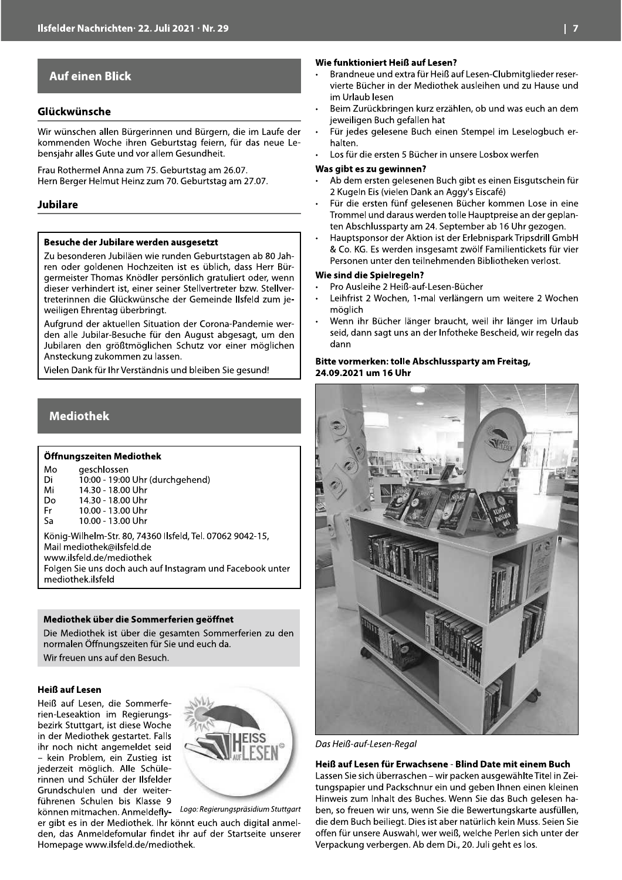## Auf einen Blick

### Glückwünsche

Wir wünschen allen Bürgerinnen und Bürgern, die im Laufe der kommenden Woche ihren Geburtstag feiern, für das neue Lebensjahr alles Gute und vor allem Gesundheit.

Frau Rothermel Anna zum 75. Geburtstag am 26.07.
Hern Berger Helmut Heinz zum 70. Geburtstag am 27.07.

### Jubilare

**Besuche der Jubilare werden ausgesetzt**

Zu besonderen Jubiläen wie runden Geburtstagen ab 80 Jahren oder goldenen Hochzeiten ist es üblich, dass Herr Bürgermeister Thomas Knödler persönlich gratuliert oder, wenn dieser verhindert ist, einer seiner Stellvertreter bzw. Stellvertreterinnen die Glückwünsche der Gemeinde Ilsfeld zum jeweiligen Ehrentag überbringt.

Aufgrund der aktuellen Situation der Corona-Pandemie werden alle Jubilar-Besuche für den August abgesagt, um den Jubilaren den größtmöglichen Schutz vor einer möglichen Ansteckung zukommen zu lassen.

Vielen Dank für Ihr Verständnis und bleiben Sie gesund!

## Mediothek

**Öffnungszeiten Mediothek**

| | |
|---|---|
| Mo | geschlossen |
| Di | 10:00 - 19:00 Uhr (durchgehend) |
| Mi | 14.30 - 18.00 Uhr |
| Do | 14.30 - 18.00 Uhr |
| Fr | 10.00 - 13.00 Uhr |
| Sa | 10.00 - 13.00 Uhr |

König-Wilhelm-Str. 80, 74360 Ilsfeld, Tel. 07062 9042-15,
Mail mediothek@ilsfeld.de
www.ilsfeld.de/mediothek
Folgen Sie uns doch auch auf Instagram und Facebook unter mediothek.ilsfeld

**Mediothek über die Sommerferien geöffnet**

Die Mediothek ist über die gesamten Sommerferien zu den normalen Öffnungszeiten für Sie und euch da.

Wir freuen uns auf den Besuch.

**Heiß auf Lesen**

Heiß auf Lesen, die Sommerferien-Leseaktion im Regierungsbezirk Stuttgart, ist diese Woche in der Mediothek gestartet. Falls ihr noch nicht angemeldet seid – kein Problem, ein Zustieg ist jederzeit möglich. Alle Schülerinnen und Schüler der Ilsfelder Grundschulen und der weiterführenden Schulen bis Klasse 9 können mitmachen. Anmeldeflyer gibt es in der Mediothek. Ihr könnt euch auch digital anmelden, das Anmeldefomular findet ihr auf der Startseite unserer Homepage www.ilsfeld.de/mediothek.

*Logo: Regierungspräsidium Stuttgart*

**Wie funktioniert Heiß auf Lesen?**

- Brandneue und extra für Heiß auf Lesen-Clubmitglieder reservierte Bücher in der Mediothek ausleihen und zu Hause und im Urlaub lesen
- Beim Zurückbringen kurz erzählen, ob und was euch an dem jeweiligen Buch gefallen hat
- Für jedes gelesene Buch einen Stempel im Leselogbuch erhalten.
- Los für die ersten 5 Bücher in unsere Losbox werfen

**Was gibt es zu gewinnen?**

- Ab dem ersten gelesenen Buch gibt es einen Eisgutschein für 2 Kugeln Eis (vielen Dank an Aggy's Eiscafé)
- Für die ersten fünf gelesenen Bücher kommen Lose in eine Trommel und daraus werden tolle Hauptpreise an der geplanten Abschlussparty am 24. September ab 16 Uhr gezogen.
- Hauptsponsor der Aktion ist der Erlebnispark Tripsdrill GmbH & Co. KG. Es werden insgesamt zwölf Familientickets für vier Personen unter den teilnehmenden Bibliotheken verlost.

**Wie sind die Spielregeln?**

- Pro Ausleihe 2 Heiß-auf-Lesen-Bücher
- Leihfrist 2 Wochen, 1-mal verlängern um weitere 2 Wochen möglich
- Wenn ihr Bücher länger braucht, weil ihr länger im Urlaub seid, dann sagt uns an der Infotheke Bescheid, wir regeln das dann

**Bitte vormerken: tolle Abschlussparty am Freitag, 24.09.2021 um 16 Uhr**

*Das Heiß-auf-Lesen-Regal*

**Heiß auf Lesen für Erwachsene - Blind Date mit einem Buch**

Lassen Sie sich überraschen – wir packen ausgewählte Titel in Zeitungspapier und Packschnur ein und geben Ihnen einen kleinen Hinweis zum Inhalt des Buches. Wenn Sie das Buch gelesen haben, so freuen wir uns, wenn Sie die Bewertungskarte ausfüllen, die dem Buch beiliegt. Dies ist aber natürlich kein Muss. Seien Sie offen für unsere Auswahl, wer weiß, welche Perlen sich unter der Verpackung verbergen. Ab dem Di., 20. Juli geht es los.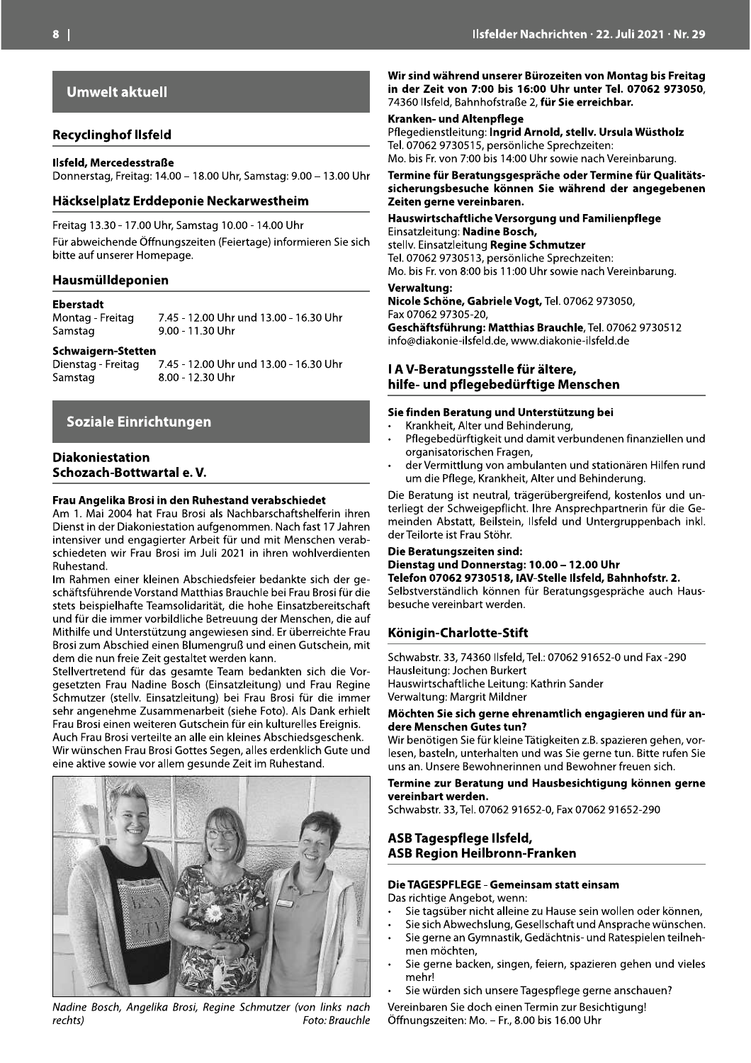# Umwelt aktuell

## Recyclinghof Ilsfeld

**Ilsfeld, Mercedesstraße**
Donnerstag, Freitag: 14.00 – 18.00 Uhr, Samstag: 9.00 – 13.00 Uhr

## Häckselplatz Erddeponie Neckarwestheim

Freitag 13.30 - 17.00 Uhr, Samstag 10.00 - 14.00 Uhr

Für abweichende Öffnungszeiten (Feiertage) informieren Sie sich bitte auf unserer Homepage.

## Hausmülldeponien

**Eberstadt**

| | |
|---|---|
| Montag - Freitag | 7.45 - 12.00 Uhr und 13.00 - 16.30 Uhr |
| Samstag | 9.00 - 11.30 Uhr |

**Schwaigern-Stetten**

| | |
|---|---|
| Dienstag - Freitag | 7.45 - 12.00 Uhr und 13.00 - 16.30 Uhr |
| Samstag | 8.00 - 12.30 Uhr |

# Soziale Einrichtungen

## Diakoniestation Schozach-Bottwartal e. V.

**Frau Angelika Brosi in den Ruhestand verabschiedet**

Am 1. Mai 2004 hat Frau Brosi als Nachbarschaftshelferin ihren Dienst in der Diakoniestation aufgenommen. Nach fast 17 Jahren intensiver und engagierter Arbeit für und mit Menschen verabschiedeten wir Frau Brosi im Juli 2021 in ihren wohlverdienten Ruhestand.

Im Rahmen einer kleinen Abschiedsfeier bedankte sich der geschäftsführende Vorstand Matthias Brauchle bei Frau Brosi für die stets beispielhafte Teamsolidarität, die hohe Einsatzbereitschaft und für die immer vorbildliche Betreuung der Menschen, die auf Mithilfe und Unterstützung angewiesen sind. Er überreichte Frau Brosi zum Abschied einen Blumengruß und einen Gutschein, mit dem die nun freie Zeit gestaltet werden kann.

Stellvertretend für das gesamte Team bedankten sich die Vorgesetzten Frau Nadine Bosch (Einsatzleitung) und Frau Regine Schmutzer (stellv. Einsatzleitung) bei Frau Brosi für die immer sehr angenehme Zusammenarbeit (siehe Foto). Als Dank erhielt Frau Brosi einen weiteren Gutschein für ein kulturelles Ereignis.

Auch Frau Brosi verteilte an alle ein kleines Abschiedsgeschenk.

Wir wünschen Frau Brosi Gottes Segen, alles erdenklich Gute und eine aktive sowie vor allem gesunde Zeit im Ruhestand.

*Nadine Bosch, Angelika Brosi, Regine Schmutzer (von links nach rechts)* *Foto: Brauchle*

**Wir sind während unserer Bürozeiten von Montag bis Freitag in der Zeit von 7:00 bis 16:00 Uhr unter Tel. 07062 973050,** 74360 Ilsfeld, Bahnhofstraße 2, **für Sie erreichbar.**

**Kranken- und Altenpflege**
Pflegedienstleitung: **Ingrid Arnold, stellv. Ursula Wüstholz**
Tel. 07062 9730515, persönliche Sprechzeiten:
Mo. bis Fr. von 7:00 bis 14:00 Uhr sowie nach Vereinbarung.

**Termine für Beratungsgespräche oder Termine für Qualitätssicherungsbesuche können Sie während der angegebenen Zeiten gerne vereinbaren.**

**Hauswirtschaftliche Versorgung und Familienpflege**
Einsatzleitung: **Nadine Bosch,**
stellv. Einsatzleitung **Regine Schmutzer**
Tel. 07062 9730513, persönliche Sprechzeiten:
Mo. bis Fr. von 8:00 bis 11:00 Uhr sowie nach Vereinbarung.

**Verwaltung:**
**Nicole Schöne, Gabriele Vogt,** Tel. 07062 973050,
Fax 07062 97305-20,
**Geschäftsführung: Matthias Brauchle**, Tel. 07062 9730512
info@diakonie-ilsfeld.de, www.diakonie-ilsfeld.de

## I A V-Beratungsstelle für ältere, hilfe- und pflegebedürftige Menschen

**Sie finden Beratung und Unterstützung bei**

- Krankheit, Alter und Behinderung,
- Pflegebedürftigkeit und damit verbundenen finanziellen und organisatorischen Fragen,
- der Vermittlung von ambulanten und stationären Hilfen rund um die Pflege, Krankheit, Alter und Behinderung.

Die Beratung ist neutral, trägerübergreifend, kostenlos und unterliegt der Schweigepflicht. Ihre Ansprechpartnerin für die Gemeinden Abstatt, Beilstein, Ilsfeld und Untergruppenbach inkl. der Teilorte ist Frau Stöhr.

**Die Beratungszeiten sind:**
**Dienstag und Donnerstag: 10.00 – 12.00 Uhr**
**Telefon 07062 9730518, IAV-Stelle Ilsfeld, Bahnhofstr. 2.**
Selbstverständlich können für Beratungsgespräche auch Hausbesuche vereinbart werden.

## Königin-Charlotte-Stift

Schwabstr. 33, 74360 Ilsfeld, Tel.: 07062 91652-0 und Fax -290
Hausleitung: Jochen Burkert
Hauswirtschaftliche Leitung: Kathrin Sander
Verwaltung: Margrit Mildner

**Möchten Sie sich gerne ehrenamtlich engagieren und für andere Menschen Gutes tun?**
Wir benötigen Sie für kleine Tätigkeiten z.B. spazieren gehen, vorlesen, basteln, unterhalten und was Sie gerne tun. Bitte rufen Sie uns an. Unsere Bewohnerinnen und Bewohner freuen sich.

**Termine zur Beratung und Hausbesichtigung können gerne vereinbart werden.**
Schwabstr. 33, Tel. 07062 91652-0, Fax 07062 91652-290

## ASB Tagespflege Ilsfeld, ASB Region Heilbronn-Franken

**Die TAGESPFLEGE - Gemeinsam statt einsam**
Das richtige Angebot, wenn:

- Sie tagsüber nicht alleine zu Hause sein wollen oder können,
- Sie sich Abwechslung, Gesellschaft und Ansprache wünschen.
- Sie gerne an Gymnastik, Gedächtnis- und Ratespielen teilnehmen möchten,
- Sie gerne backen, singen, feiern, spazieren gehen und vieles mehr!
- Sie würden sich unsere Tagespflege gerne anschauen?

Vereinbaren Sie doch einen Termin zur Besichtigung!
Öffnungszeiten: Mo. – Fr., 8.00 bis 16.00 Uhr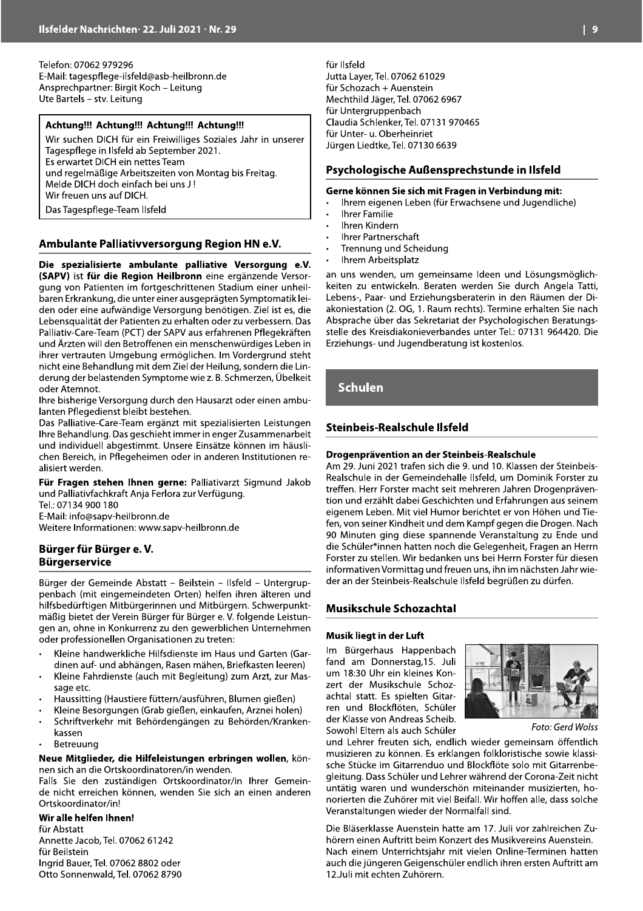Telefon: 07062 979296
E-Mail: tagespflege-ilsfeld@asb-heilbronn.de
Ansprechpartner: Birgit Koch – Leitung
Ute Bartels – stv. Leitung

**Achtung!!! Achtung!!! Achtung!!! Achtung!!!**

Wir suchen DICH für ein Freiwilliges Soziales Jahr in unserer Tagespflege in Ilsfeld ab September 2021.
Es erwartet DICH ein nettes Team
und regelmäßige Arbeitszeiten von Montag bis Freitag.
Melde DICH doch einfach bei uns J !
Wir freuen uns auf DICH.

Das Tagespflege-Team Ilsfeld

## Ambulante Palliativversorgung Region HN e.V.

**Die spezialisierte ambulante palliative Versorgung e.V. (SAPV)** ist **für die Region Heilbronn** eine ergänzende Versorgung von Patienten im fortgeschrittenen Stadium einer unheilbaren Erkrankung, die unter einer ausgeprägten Symptomatik leiden oder eine aufwändige Versorgung benötigen. Ziel ist es, die Lebensqualität der Patienten zu erhalten oder zu verbessern. Das Palliativ-Care-Team (PCT) der SAPV aus erfahrenen Pflegekräften und Ärzten will den Betroffenen ein menschenwürdiges Leben in ihrer vertrauten Umgebung ermöglichen. Im Vordergrund steht nicht eine Behandlung mit dem Ziel der Heilung, sondern die Linderung der belastenden Symptome wie z. B. Schmerzen, Übelkeit oder Atemnot.
Ihre bisherige Versorgung durch den Hausarzt oder einen ambulanten Pflegedienst bleibt bestehen.
Das Palliative-Care-Team ergänzt mit spezialisierten Leistungen Ihre Behandlung. Das geschieht immer in enger Zusammenarbeit und individuell abgestimmt. Unsere Einsätze können im häuslichen Bereich, in Pflegeheimen oder in anderen Institutionen realisiert werden.

**Für Fragen stehen Ihnen gerne:** Palliativarzt Sigmund Jakob und Palliativfachkraft Anja Ferlora zur Verfügung.
Tel.: 07134 900 180
E-Mail: info@sapv-heilbronn.de
Weitere Informationen: www.sapv-heilbronn.de

## Bürger für Bürger e. V.
## Bürgerservice

Bürger der Gemeinde Abstatt – Beilstein – Ilsfeld – Untergruppenbach (mit eingemeindeten Orten) helfen ihren älteren und hilfsbedürftigen Mitbürgerinnen und Mitbürgern. Schwerpunktmäßig bietet der Verein Bürger für Bürger e. V. folgende Leistungen an, ohne in Konkurrenz zu den gewerblichen Unternehmen oder professionellen Organisationen zu treten:

- Kleine handwerkliche Hilfsdienste im Haus und Garten (Gardinen auf- und abhängen, Rasen mähen, Briefkasten leeren)
- Kleine Fahrdienste (auch mit Begleitung) zum Arzt, zur Massage etc.
- Haussitting (Haustiere füttern/ausführen, Blumen gießen)
- Kleine Besorgungen (Grab gießen, einkaufen, Arznei holen)
- Schriftverkehr mit Behördengängen zu Behörden/Krankenkassen
- Betreuung

**Neue Mitglieder, die Hilfeleistungen erbringen wollen**, können sich an die Ortskoordinatoren/in wenden.
Falls Sie den zuständigen Ortskoordinator/in Ihrer Gemeinde nicht erreichen können, wenden Sie sich an einen anderen Ortskoordinator/in!

**Wir alle helfen Ihnen!**
für Abstatt
Annette Jacob, Tel. 07062 61242
für Beilstein
Ingrid Bauer, Tel. 07062 8802 oder
Otto Sonnenwald, Tel. 07062 8790
für Ilsfeld
Jutta Layer, Tel. 07062 61029
für Schozach + Auenstein
Mechthild Jäger, Tel. 07062 6967
für Untergruppenbach
Claudia Schlenker, Tel. 07131 970465
für Unter- u. Oberheinriet
Jürgen Liedtke, Tel. 07130 6639

## Psychologische Außensprechstunde in Ilsfeld

**Gerne können Sie sich mit Fragen in Verbindung mit:**

- Ihrem eigenen Leben (für Erwachsene und Jugendliche)
- Ihrer Familie
- Ihren Kindern
- Ihrer Partnerschaft
- Trennung und Scheidung
- Ihrem Arbeitsplatz

an uns wenden, um gemeinsame Ideen und Lösungsmöglichkeiten zu entwickeln. Beraten werden Sie durch Angela Tatti, Lebens-, Paar- und Erziehungsberaterin in den Räumen der Diakoniestation (2. OG, 1. Raum rechts). Termine erhalten Sie nach Absprache über das Sekretariat der Psychologischen Beratungsstelle des Kreisdiakonieverbandes unter Tel.: 07131 964420. Die Erziehungs- und Jugendberatung ist kostenlos.

# Schulen

## Steinbeis-Realschule Ilsfeld

### Drogenprävention an der Steinbeis-Realschule

Am 29. Juni 2021 trafen sich die 9. und 10. Klassen der Steinbeis-Realschule in der Gemeindehalle Ilsfeld, um Dominik Forster zu treffen. Herr Forster macht seit mehreren Jahren Drogenprävention und erzählt dabei Geschichten und Erfahrungen aus seinem eigenen Leben. Mit viel Humor berichtet er von Höhen und Tiefen, von seiner Kindheit und dem Kampf gegen die Drogen. Nach 90 Minuten ging diese spannende Veranstaltung zu Ende und die Schüler*innen hatten noch die Gelegenheit, Fragen an Herrn Forster zu stellen. Wir bedanken uns bei Herrn Forster für diesen informativen Vormittag und freuen uns, ihn im nächsten Jahr wieder an der Steinbeis-Realschule Ilsfeld begrüßen zu dürfen.

## Musikschule Schozachtal

### Musik liegt in der Luft

Im Bürgerhaus Happenbach fand am Donnerstag,15. Juli um 18:30 Uhr ein kleines Konzert der Musikschule Schozachtal statt. Es spielten Gitarren und Blockflöten, Schüler der Klasse von Andreas Scheib. Sowohl Eltern als auch Schüler und Lehrer freuten sich, endlich wieder gemeinsam öffentlich musizieren zu können. Es erklangen folkloristische sowie klassische Stücke im Gitarrenduo und Blockflöte solo mit Gitarrenbegleitung. Dass Schüler und Lehrer während der Corona-Zeit nicht untätig waren und wunderschön miteinander musizierten, honorierten die Zuhörer mit viel Beifall. Wir hoffen alle, dass solche Veranstaltungen wieder der Normalfall sind.

*Foto: Gerd Wolss*

Die Bläserklasse Auenstein hatte am 17. Juli vor zahlreichen Zuhörern einen Auftritt beim Konzert des Musikvereins Auenstein. Nach einem Unterrichtsjahr mit vielen Online-Terminen hatten auch die jüngeren Geigenschüler endlich ihren ersten Auftritt am 12.Juli mit echten Zuhörern.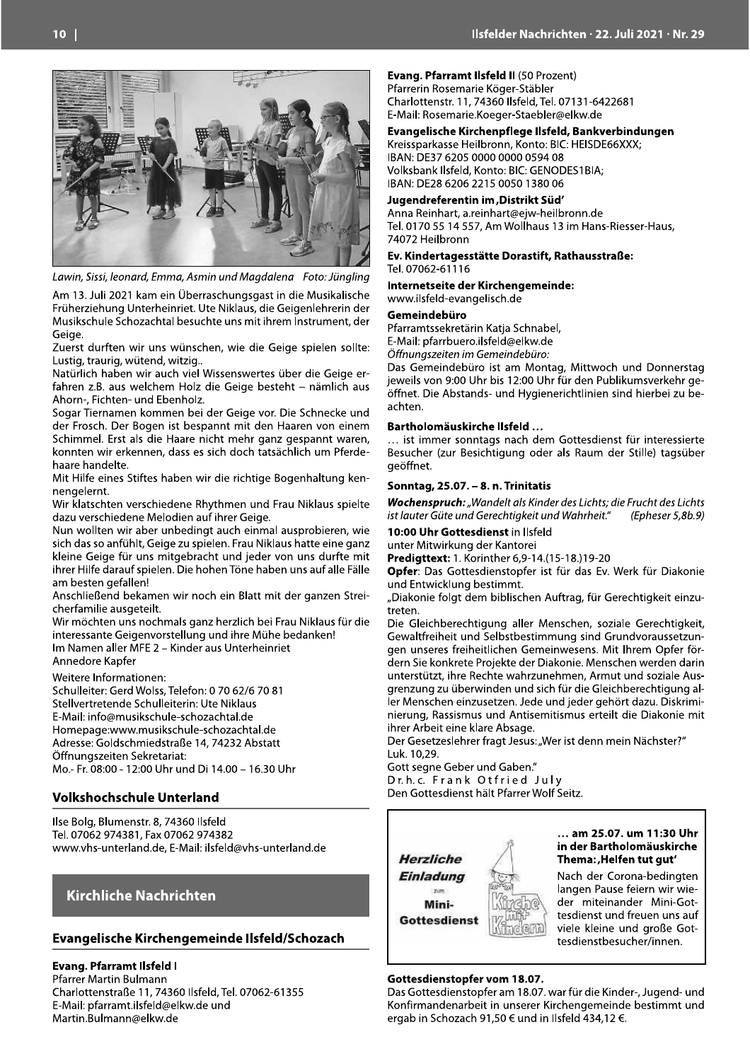Lawin, Sissi, leonard, Emma, Asmin und Magdalena Foto: Jüngling

Am 13. Juli 2021 kam ein Überraschungsgast in die Musikalische Früherziehung Unterheinriet. Ute Niklaus, die Geigenlehrerin der Musikschule Schozachtal besuchte uns mit ihrem Instrument, der Geige.

Zuerst durften wir uns wünschen, wie die Geige spielen sollte: Lustig, traurig, wütend, witzig..

Natürlich haben wir auch viel Wissenswertes über die Geige erfahren z.B. aus welchem Holz die Geige besteht – nämlich aus Ahorn-, Fichten- und Ebenholz.

Sogar Tiernamen kommen bei der Geige vor. Die Schnecke und der Frosch. Der Bogen ist bespannt mit den Haaren von einem Schimmel. Erst als die Haare nicht mehr ganz gespannt waren, konnten wir erkennen, dass es sich doch tatsächlich um Pferdehaare handelte.

Mit Hilfe eines Stiftes haben wir die richtige Bogenhaltung kennengelernt.

Wir klatschten verschiedene Rhythmen und Frau Niklaus spielte dazu verschiedene Melodien auf ihrer Geige.

Nun wollten wir aber unbedingt auch einmal ausprobieren, wie sich das so anfühlt, Geige zu spielen. Frau Niklaus hatte eine ganz kleine Geige für uns mitgebracht und jeder von uns durfte mit ihrer Hilfe darauf spielen. Die hohen Töne haben uns auf alle Fälle am besten gefallen!

Anschließend bekamen wir noch ein Blatt mit der ganzen Streicherfamilie ausgeteilt.

Wir möchten uns nochmals ganz herzlich bei Frau Niklaus für die interessante Geigenvorstellung und ihre Mühe bedanken!

Im Namen aller MFE 2 – Kinder aus Unterheinriet
Annedore Kapfer

Weitere Informationen:
Schulleiter: Gerd Wolss, Telefon: 0 70 62/6 70 81
Stellvertretende Schulleiterin: Ute Niklaus
E-Mail: info@musikschule-schozachtal.de
Homepage:www.musikschule-schozachtal.de
Adresse: Goldschmiedstraße 14, 74232 Abstatt
Öffnungszeiten Sekretariat:
Mo.- Fr. 08:00 - 12:00 Uhr und Di 14.00 – 16.30 Uhr

## Volkshochschule Unterland

Ilse Bolg, Blumenstr. 8, 74360 Ilsfeld
Tel. 07062 974381, Fax 07062 974382
www.vhs-unterland.de, E-Mail: ilsfeld@vhs-unterland.de

# Kirchliche Nachrichten

## Evangelische Kirchengemeinde Ilsfeld/Schozach

**Evang. Pfarramt Ilsfeld I**
Pfarrer Martin Bulmann
Charlottenstraße 11, 74360 Ilsfeld, Tel. 07062-61355
E-Mail: pfarramt.ilsfeld@elkw.de und
Martin.Bulmann@elkw.de

**Evang. Pfarramt Ilsfeld II** (50 Prozent)
Pfarrerin Rosemarie Köger-Stäbler
Charlottenstr. 11, 74360 Ilsfeld, Tel. 07131-6422681
E-Mail: Rosemarie.Koeger-Staebler@elkw.de

**Evangelische Kirchenpflege Ilsfeld, Bankverbindungen**
Kreissparkasse Heilbronn, Konto: BIC: HEISDE66XXX;
IBAN: DE37 6205 0000 0000 0594 08
Volksbank Ilsfeld, Konto: BIC: GENODES1BIA;
IBAN: DE28 6206 2215 0050 1380 06

**Jugendreferentin im ‚Distrikt Süd'**
Anna Reinhart, a.reinhart@ejw-heilbronn.de
Tel. 0170 55 14 557, Am Wollhaus 13 im Hans-Riesser-Haus, 74072 Heilbronn

**Ev. Kindertagesstätte Dorastift, Rathausstraße:**
Tel. 07062-61116

**Internetseite der Kirchengemeinde:**
www.ilsfeld-evangelisch.de

**Gemeindebüro**
Pfarramtssekretärin Katja Schnabel,
E-Mail: pfarrbuero.ilsfeld@elkw.de
*Öffnungszeiten im Gemeindebüro:*
Das Gemeindebüro ist am Montag, Mittwoch und Donnerstag jeweils von 9:00 Uhr bis 12:00 Uhr für den Publikumsverkehr geöffnet. Die Abstands- und Hygienerichtlinien sind hierbei zu beachten.

**Bartholomäuskirche Ilsfeld …**

… ist immer sonntags nach dem Gottesdienst für interessierte Besucher (zur Besichtigung oder als Raum der Stille) tagsüber geöffnet.

**Sonntag, 25.07. – 8. n. Trinitatis**

***Wochenspruch:*** *„Wandelt als Kinder des Lichts; die Frucht des Lichts ist lauter Güte und Gerechtigkeit und Wahrheit."* *(Epheser 5,8b.9)*

**10:00 Uhr Gottesdienst** in Ilsfeld
unter Mitwirkung der Kantorei
**Predigttext:** 1. Korinther 6,9-14.(15-18.)19-20
**Opfer**: Das Gottesdienstopfer ist für das Ev. Werk für Diakonie und Entwicklung bestimmt.

„Diakonie folgt dem biblischen Auftrag, für Gerechtigkeit einzutreten.

Die Gleichberechtigung aller Menschen, soziale Gerechtigkeit, Gewaltfreiheit und Selbstbestimmung sind Grundvoraussetzungen unseres freiheitlichen Gemeinwesens. Mit Ihrem Opfer fördern Sie konkrete Projekte der Diakonie. Menschen werden darin unterstützt, ihre Rechte wahrzunehmen, Armut und soziale Ausgrenzung zu überwinden und sich für die Gleichberechtigung aller Menschen einzusetzen. Jede und jeder gehört dazu. Diskriminierung, Rassismus und Antisemitismus erteilt die Diakonie mit ihrer Arbeit eine klare Absage.

Der Gesetzeslehrer fragt Jesus: „Wer ist denn mein Nächster?" Luk. 10,29.

Gott segne Geber und Gaben."
Dr. h. c. Frank Otfried July
Den Gottesdienst hält Pfarrer Wolf Seitz.

***Herzliche Einladung*** zum **Mini-Gottesdienst**

Kirche mit Kindern

**… am 25.07. um 11:30 Uhr in der Bartholomäuskirche Thema: ‚Helfen tut gut'**

Nach der Corona-bedingten langen Pause feiern wir wieder miteinander Mini-Gottesdienst und freuen uns auf viele kleine und große Gottesdienstbesucher/innen.

**Gottesdienstopfer vom 18.07.**

Das Gottesdienstopfer am 18.07. war für die Kinder-, Jugend- und Konfirmandenarbeit in unserer Kirchengemeinde bestimmt und ergab in Schozach 91,50 € und in Ilsfeld 434,12 €.